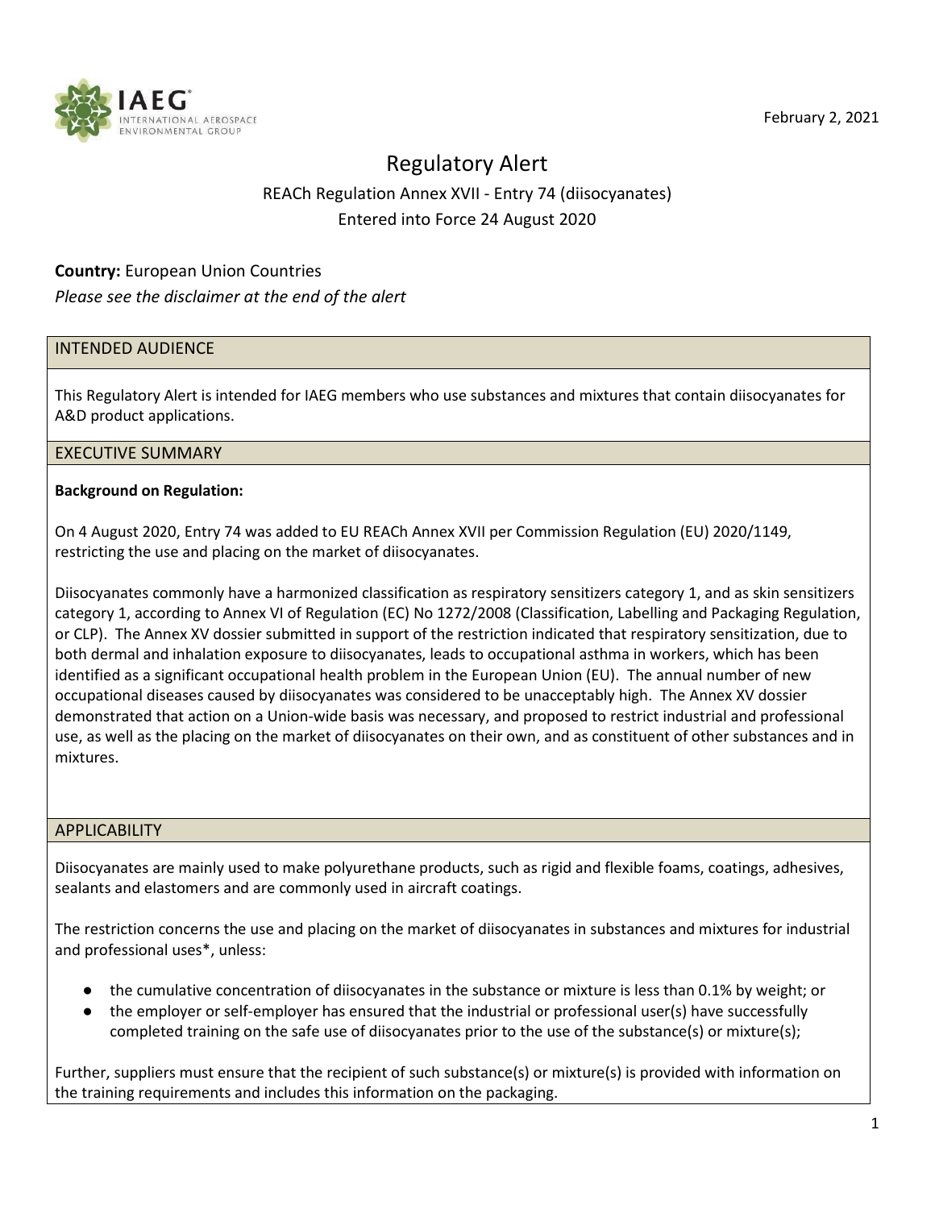February 2, 2021

# Regulatory Alert

## REACh Regulation Annex XVII - Entry 74 (diisocyanates)
## Entered into Force 24 August 2020

**Country:** European Union Countries

*Please see the disclaimer at the end of the alert*

### INTENDED AUDIENCE

This Regulatory Alert is intended for IAEG members who use substances and mixtures that contain diisocyanates for A&D product applications.

### EXECUTIVE SUMMARY

**Background on Regulation:**

On 4 August 2020, Entry 74 was added to EU REACh Annex XVII per Commission Regulation (EU) 2020/1149, restricting the use and placing on the market of diisocyanates.

Diisocyanates commonly have a harmonized classification as respiratory sensitizers category 1, and as skin sensitizers category 1, according to Annex VI of Regulation (EC) No 1272/2008 (Classification, Labelling and Packaging Regulation, or CLP). The Annex XV dossier submitted in support of the restriction indicated that respiratory sensitization, due to both dermal and inhalation exposure to diisocyanates, leads to occupational asthma in workers, which has been identified as a significant occupational health problem in the European Union (EU). The annual number of new occupational diseases caused by diisocyanates was considered to be unacceptably high. The Annex XV dossier demonstrated that action on a Union-wide basis was necessary, and proposed to restrict industrial and professional use, as well as the placing on the market of diisocyanates on their own, and as constituent of other substances and in mixtures.

### APPLICABILITY

Diisocyanates are mainly used to make polyurethane products, such as rigid and flexible foams, coatings, adhesives, sealants and elastomers and are commonly used in aircraft coatings.

The restriction concerns the use and placing on the market of diisocyanates in substances and mixtures for industrial and professional uses*, unless:

- the cumulative concentration of diisocyanates in the substance or mixture is less than 0.1% by weight; or
- the employer or self-employer has ensured that the industrial or professional user(s) have successfully completed training on the safe use of diisocyanates prior to the use of the substance(s) or mixture(s);

Further, suppliers must ensure that the recipient of such substance(s) or mixture(s) is provided with information on the training requirements and includes this information on the packaging.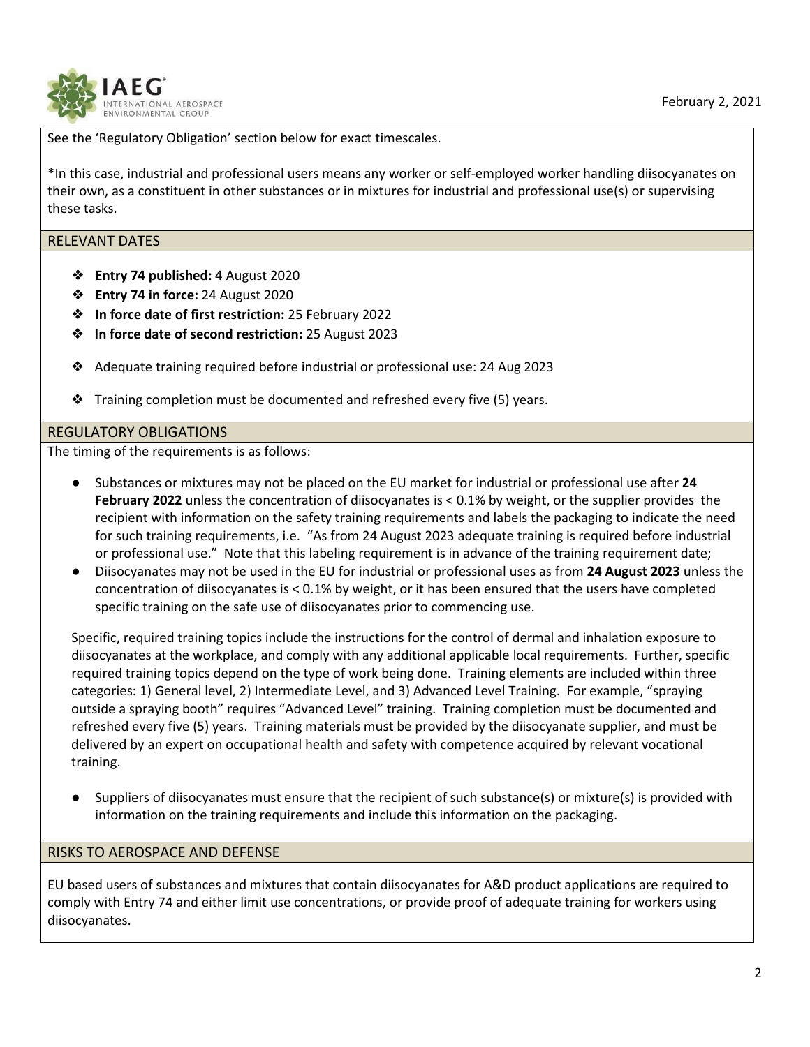See the 'Regulatory Obligation' section below for exact timescales.

*In this case, industrial and professional users means any worker or self-employed worker handling diisocyanates on their own, as a constituent in other substances or in mixtures for industrial and professional use(s) or supervising these tasks.

## RELEVANT DATES

- **Entry 74 published:** 4 August 2020
- **Entry 74 in force:** 24 August 2020
- **In force date of first restriction:** 25 February 2022
- **In force date of second restriction:** 25 August 2023
- Adequate training required before industrial or professional use: 24 Aug 2023
- Training completion must be documented and refreshed every five (5) years.

## REGULATORY OBLIGATIONS

The timing of the requirements is as follows:

- Substances or mixtures may not be placed on the EU market for industrial or professional use after **24 February 2022** unless the concentration of diisocyanates is < 0.1% by weight, or the supplier provides the recipient with information on the safety training requirements and labels the packaging to indicate the need for such training requirements, i.e. "As from 24 August 2023 adequate training is required before industrial or professional use." Note that this labeling requirement is in advance of the training requirement date;
- Diisocyanates may not be used in the EU for industrial or professional uses as from **24 August 2023** unless the concentration of diisocyanates is < 0.1% by weight, or it has been ensured that the users have completed specific training on the safe use of diisocyanates prior to commencing use.

  Specific, required training topics include the instructions for the control of dermal and inhalation exposure to diisocyanates at the workplace, and comply with any additional applicable local requirements. Further, specific required training topics depend on the type of work being done. Training elements are included within three categories: 1) General level, 2) Intermediate Level, and 3) Advanced Level Training. For example, "spraying outside a spraying booth" requires "Advanced Level" training. Training completion must be documented and refreshed every five (5) years. Training materials must be provided by the diisocyanate supplier, and must be delivered by an expert on occupational health and safety with competence acquired by relevant vocational training.

- Suppliers of diisocyanates must ensure that the recipient of such substance(s) or mixture(s) is provided with information on the training requirements and include this information on the packaging.

## RISKS TO AEROSPACE AND DEFENSE

EU based users of substances and mixtures that contain diisocyanates for A&D product applications are required to comply with Entry 74 and either limit use concentrations, or provide proof of adequate training for workers using diisocyanates.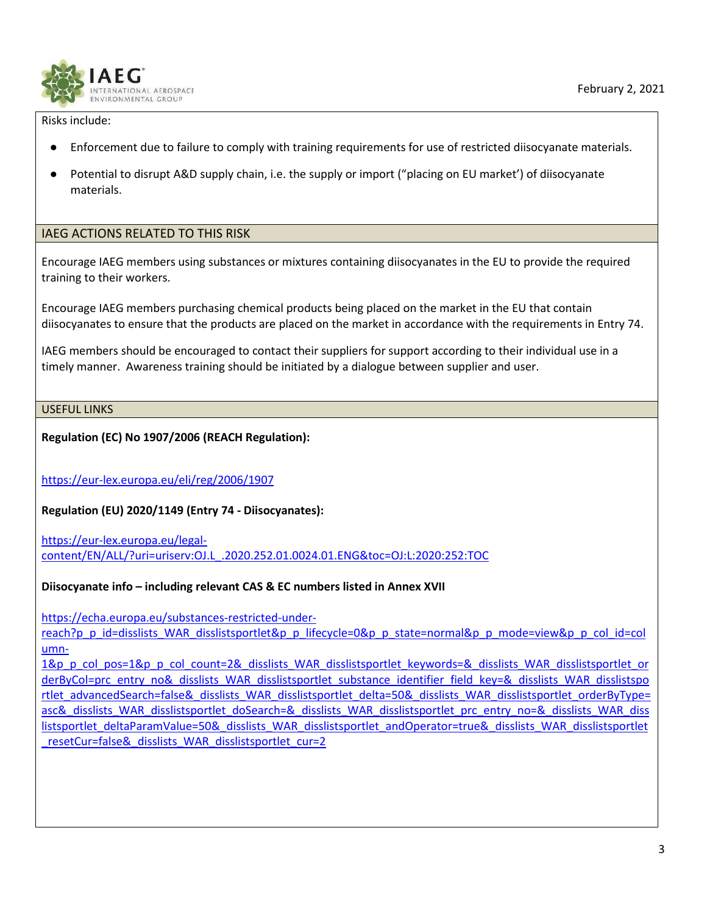Risks include:

- Enforcement due to failure to comply with training requirements for use of restricted diisocyanate materials.
- Potential to disrupt A&D supply chain, i.e. the supply or import ("placing on EU market') of diisocyanate materials.

## IAEG ACTIONS RELATED TO THIS RISK

Encourage IAEG members using substances or mixtures containing diisocyanates in the EU to provide the required training to their workers.

Encourage IAEG members purchasing chemical products being placed on the market in the EU that contain diisocyanates to ensure that the products are placed on the market in accordance with the requirements in Entry 74.

IAEG members should be encouraged to contact their suppliers for support according to their individual use in a timely manner. Awareness training should be initiated by a dialogue between supplier and user.

## USEFUL LINKS

**Regulation (EC) No 1907/2006 (REACH Regulation):**

https://eur-lex.europa.eu/eli/reg/2006/1907

**Regulation (EU) 2020/1149 (Entry 74 - Diisocyanates):**

https://eur-lex.europa.eu/legal-content/EN/ALL/?uri=uriserv:OJ.L_.2020.252.01.0024.01.ENG&toc=OJ:L:2020:252:TOC

**Diisocyanate info – including relevant CAS & EC numbers listed in Annex XVII**

https://echa.europa.eu/substances-restricted-under-reach?p_p_id=disslists_WAR_disslistsportlet&p_p_lifecycle=0&p_p_state=normal&p_p_mode=view&p_p_col_id=column-1&p_p_col_pos=1&p_p_col_count=2&_disslists_WAR_disslistsportlet_keywords=&_disslists_WAR_disslistsportlet_orderByCol=prc_entry_no&_disslists_WAR_disslistsportlet_substance_identifier_field_key=&_disslists_WAR_disslistsportlet_advancedSearch=false&_disslists_WAR_disslistsportlet_delta=50&_disslists_WAR_disslistsportlet_orderByType=asc&_disslists_WAR_disslistsportlet_doSearch=&_disslists_WAR_disslistsportlet_prc_entry_no=&_disslists_WAR_disslistsportlet_deltaParamValue=50&_disslists_WAR_disslistsportlet_andOperator=true&_disslists_WAR_disslistsportlet_resetCur=false&_disslists_WAR_disslistsportlet_cur=2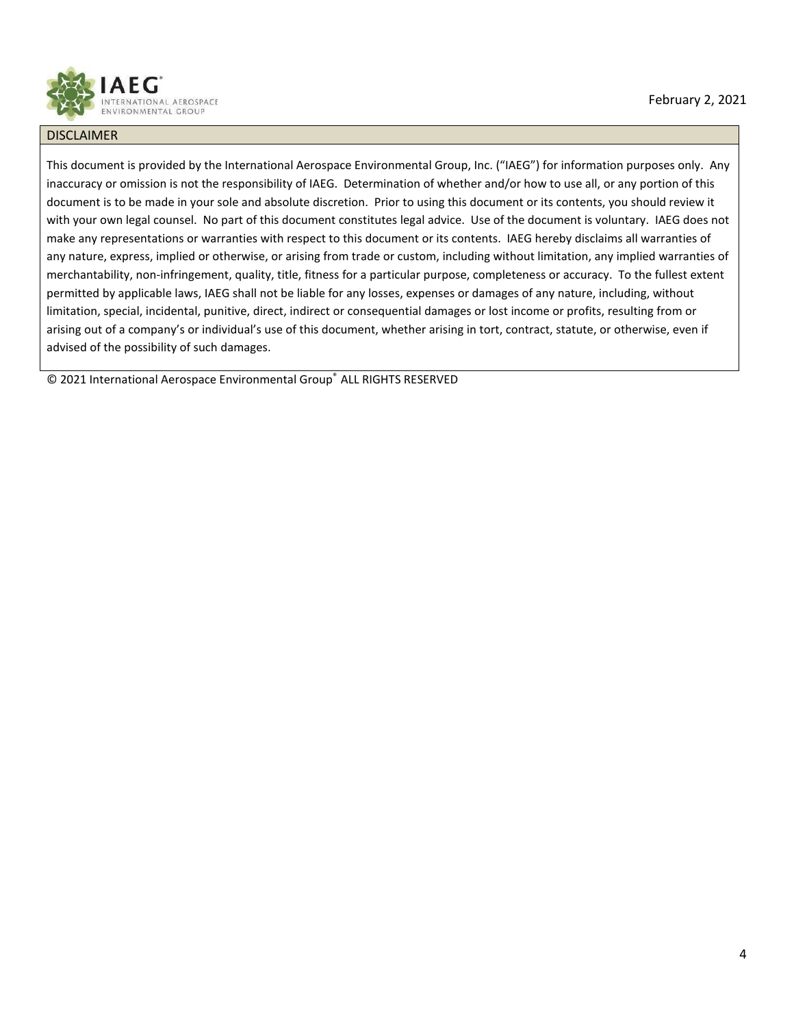February 2, 2021

## DISCLAIMER

This document is provided by the International Aerospace Environmental Group, Inc. ("IAEG") for information purposes only. Any inaccuracy or omission is not the responsibility of IAEG. Determination of whether and/or how to use all, or any portion of this document is to be made in your sole and absolute discretion. Prior to using this document or its contents, you should review it with your own legal counsel. No part of this document constitutes legal advice. Use of the document is voluntary. IAEG does not make any representations or warranties with respect to this document or its contents. IAEG hereby disclaims all warranties of any nature, express, implied or otherwise, or arising from trade or custom, including without limitation, any implied warranties of merchantability, non-infringement, quality, title, fitness for a particular purpose, completeness or accuracy. To the fullest extent permitted by applicable laws, IAEG shall not be liable for any losses, expenses or damages of any nature, including, without limitation, special, incidental, punitive, direct, indirect or consequential damages or lost income or profits, resulting from or arising out of a company's or individual's use of this document, whether arising in tort, contract, statute, or otherwise, even if advised of the possibility of such damages.

© 2021 International Aerospace Environmental Group® ALL RIGHTS RESERVED